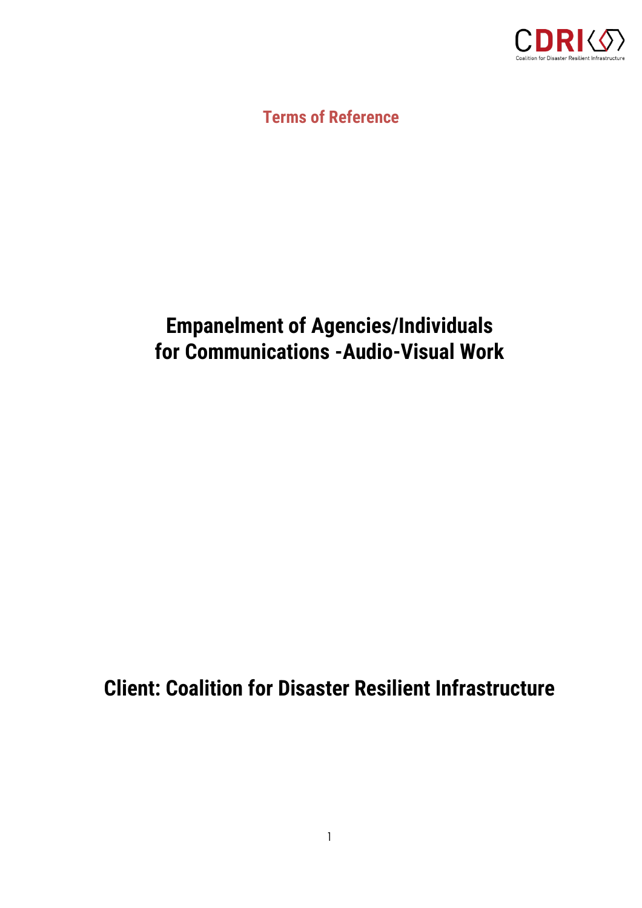Terms of Reference

# Empanelment of Agencies/Individuals for Communications -Audio-Visual Work

## Client: Coalition for Disaster Resilient Infrastructure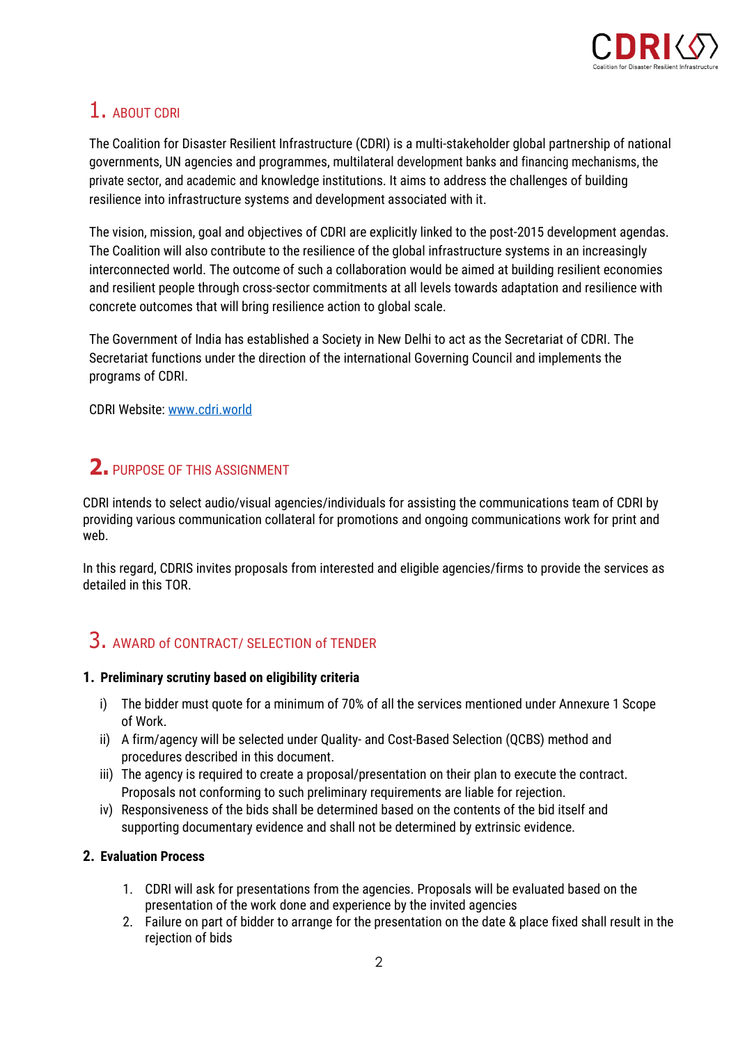## 1. ABOUT CDRI

The Coalition for Disaster Resilient Infrastructure (CDRI) is a multi-stakeholder global partnership of national governments, UN agencies and programmes, multilateral development banks and financing mechanisms, the private sector, and academic and knowledge institutions. It aims to address the challenges of building resilience into infrastructure systems and development associated with it.

The vision, mission, goal and objectives of CDRI are explicitly linked to the post-2015 development agendas. The Coalition will also contribute to the resilience of the global infrastructure systems in an increasingly interconnected world. The outcome of such a collaboration would be aimed at building resilient economies and resilient people through cross-sector commitments at all levels towards adaptation and resilience with concrete outcomes that will bring resilience action to global scale.

The Government of India has established a Society in New Delhi to act as the Secretariat of CDRI. The Secretariat functions under the direction of the international Governing Council and implements the programs of CDRI.

CDRI Website: [www.cdri.world](http://www.cdri.world)

## 2. PURPOSE OF THIS ASSIGNMENT

CDRI intends to select audio/visual agencies/individuals for assisting the communications team of CDRI by providing various communication collateral for promotions and ongoing communications work for print and web.

In this regard, CDRIS invites proposals from interested and eligible agencies/firms to provide the services as detailed in this TOR.

## 3. AWARD of CONTRACT/ SELECTION of TENDER

**1. Preliminary scrutiny based on eligibility criteria**

i) The bidder must quote for a minimum of 70% of all the services mentioned under Annexure 1 Scope of Work.
ii) A firm/agency will be selected under Quality- and Cost-Based Selection (QCBS) method and procedures described in this document.
iii) The agency is required to create a proposal/presentation on their plan to execute the contract. Proposals not conforming to such preliminary requirements are liable for rejection.
iv) Responsiveness of the bids shall be determined based on the contents of the bid itself and supporting documentary evidence and shall not be determined by extrinsic evidence.

**2. Evaluation Process**

1. CDRI will ask for presentations from the agencies. Proposals will be evaluated based on the presentation of the work done and experience by the invited agencies
2. Failure on part of bidder to arrange for the presentation on the date & place fixed shall result in the rejection of bids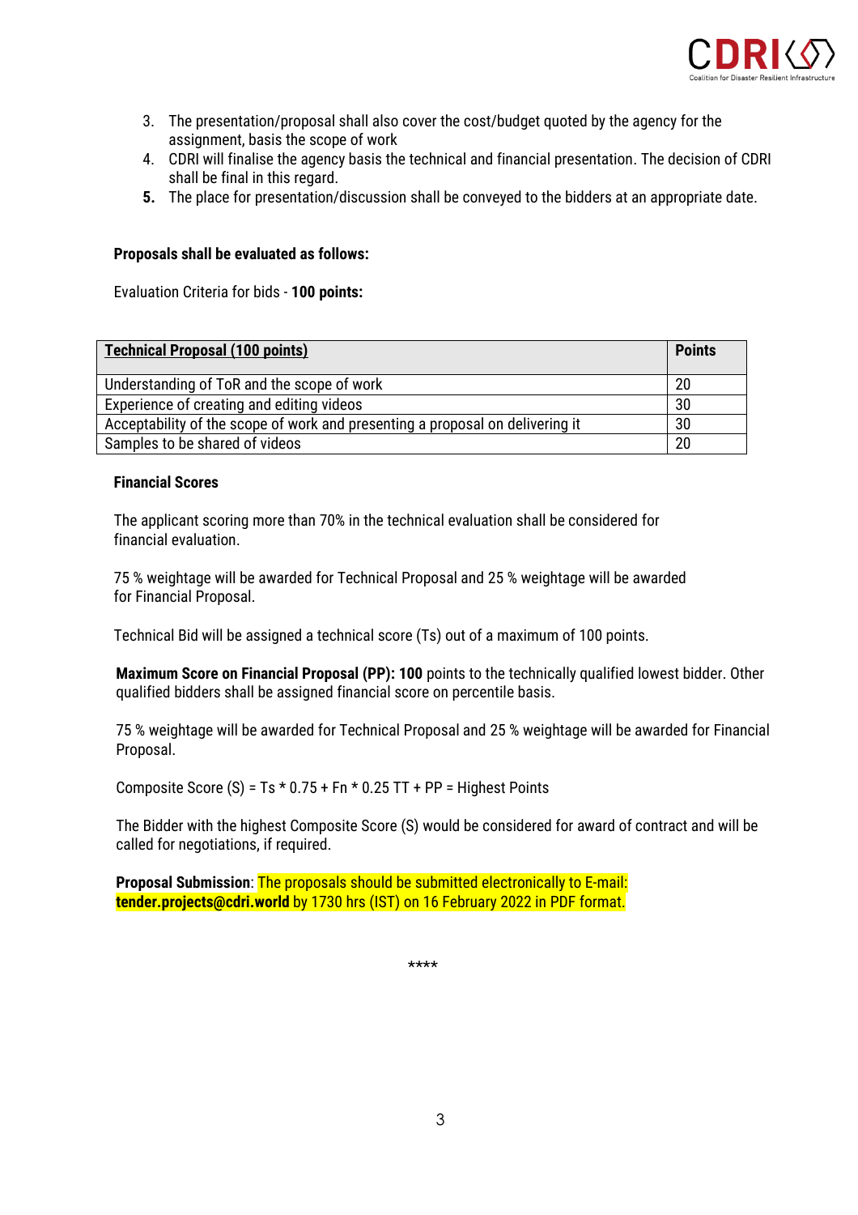3. The presentation/proposal shall also cover the cost/budget quoted by the agency for the assignment, basis the scope of work
4. CDRI will finalise the agency basis the technical and financial presentation. The decision of CDRI shall be final in this regard.
5. The place for presentation/discussion shall be conveyed to the bidders at an appropriate date.

**Proposals shall be evaluated as follows:**

Evaluation Criteria for bids - **100 points:**

| **Technical Proposal (100 points)** | **Points** |
|---|---|
| Understanding of ToR and the scope of work | 20 |
| Experience of creating and editing videos | 30 |
| Acceptability of the scope of work and presenting a proposal on delivering it | 30 |
| Samples to be shared of videos | 20 |

**Financial Scores**

The applicant scoring more than 70% in the technical evaluation shall be considered for financial evaluation.

75 % weightage will be awarded for Technical Proposal and 25 % weightage will be awarded for Financial Proposal.

Technical Bid will be assigned a technical score (Ts) out of a maximum of 100 points.

**Maximum Score on Financial Proposal (PP): 100** points to the technically qualified lowest bidder. Other qualified bidders shall be assigned financial score on percentile basis.

75 % weightage will be awarded for Technical Proposal and 25 % weightage will be awarded for Financial Proposal.

Composite Score (S) = Ts * 0.75 + Fn * 0.25 TT + PP = Highest Points

The Bidder with the highest Composite Score (S) would be considered for award of contract and will be called for negotiations, if required.

**Proposal Submission**: The proposals should be submitted electronically to E-mail: **tender.projects@cdri.world** by 1730 hrs (IST) on 16 February 2022 in PDF format.

****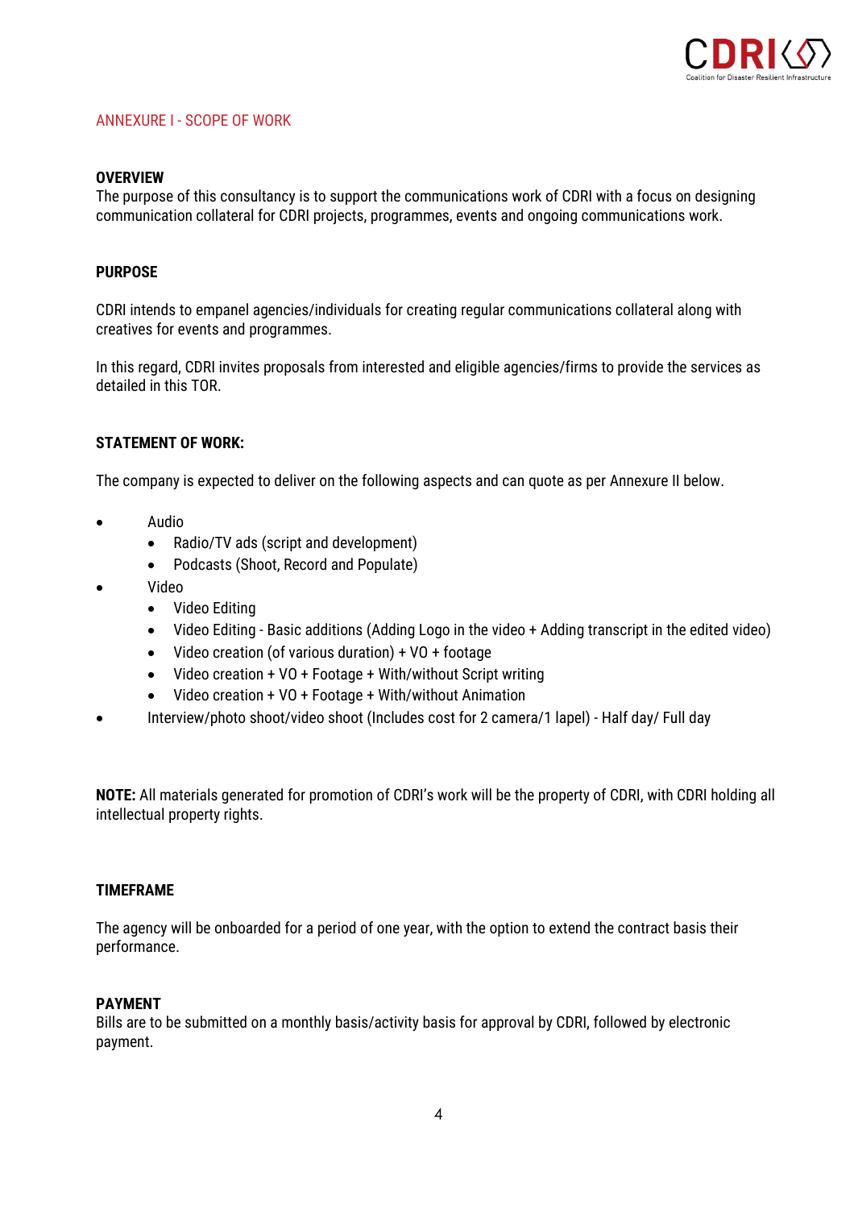ANNEXURE I - SCOPE OF WORK

**OVERVIEW**
The purpose of this consultancy is to support the communications work of CDRI with a focus on designing communication collateral for CDRI projects, programmes, events and ongoing communications work.

**PURPOSE**

CDRI intends to empanel agencies/individuals for creating regular communications collateral along with creatives for events and programmes.

In this regard, CDRI invites proposals from interested and eligible agencies/firms to provide the services as detailed in this TOR.

**STATEMENT OF WORK:**

The company is expected to deliver on the following aspects and can quote as per Annexure II below.

- Audio
  - Radio/TV ads (script and development)
  - Podcasts (Shoot, Record and Populate)
- Video
  - Video Editing
  - Video Editing - Basic additions (Adding Logo in the video + Adding transcript in the edited video)
  - Video creation (of various duration) + VO + footage
  - Video creation + VO + Footage + With/without Script writing
  - Video creation + VO + Footage + With/without Animation
- Interview/photo shoot/video shoot (Includes cost for 2 camera/1 lapel) - Half day/ Full day

**NOTE:** All materials generated for promotion of CDRI's work will be the property of CDRI, with CDRI holding all intellectual property rights.

**TIMEFRAME**

The agency will be onboarded for a period of one year, with the option to extend the contract basis their performance.

**PAYMENT**
Bills are to be submitted on a monthly basis/activity basis for approval by CDRI, followed by electronic payment.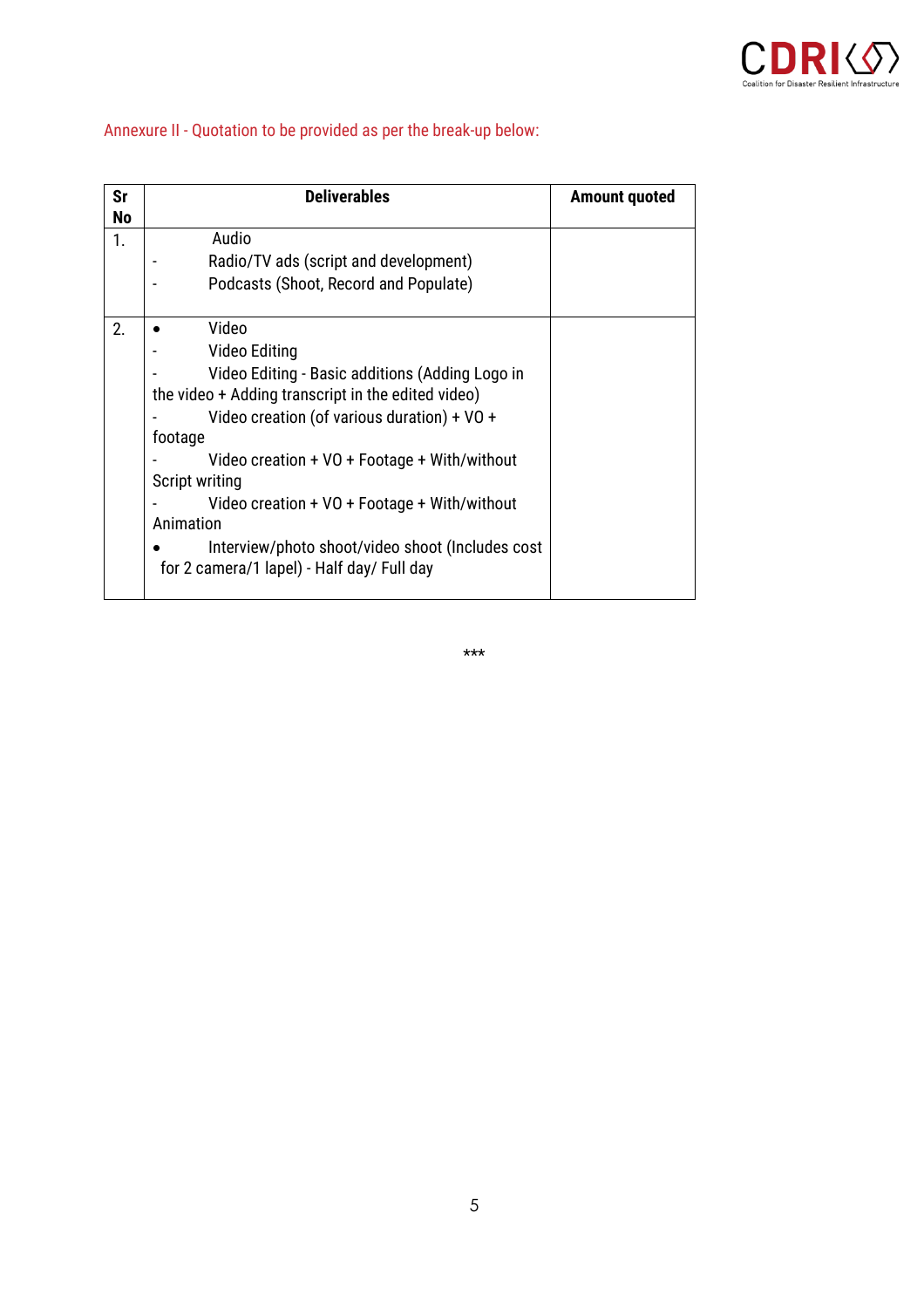Annexure II - Quotation to be provided as per the break-up below:

| Sr No | Deliverables | Amount quoted |
|---|---|---|
| 1. | Audio<br>- Radio/TV ads (script and development)<br>- Podcasts (Shoot, Record and Populate) | |
| 2. | • Video<br>- Video Editing<br>- Video Editing - Basic additions (Adding Logo in the video + Adding transcript in the edited video)<br>- Video creation (of various duration) + VO + footage<br>- Video creation + VO + Footage + With/without Script writing<br>- Video creation + VO + Footage + With/without Animation<br>• Interview/photo shoot/video shoot (Includes cost for 2 camera/1 lapel) - Half day/ Full day | |

***